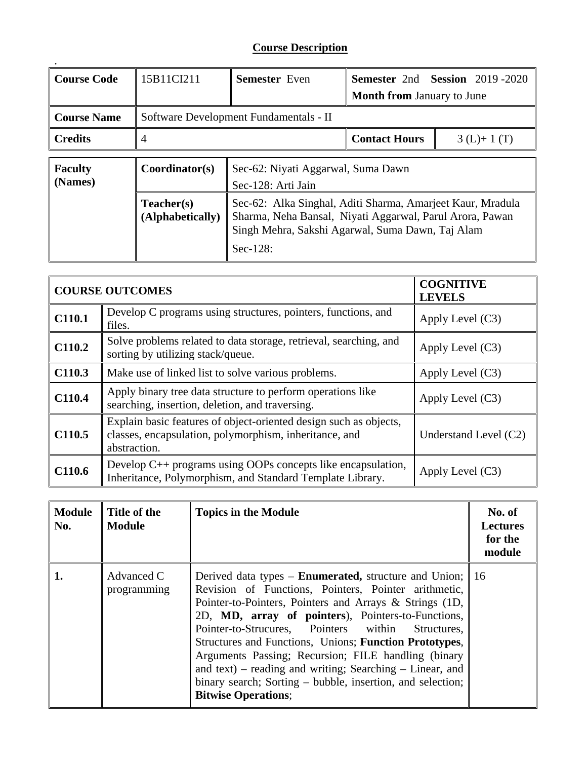## Course Description

.

| Course Code | 15B11CI211 | Semester Even | Semester 2nd Session 2019 -2020<br>Month from January to June | |
|---|---|---|---|---|
| Course Name | Software Development Fundamentals - II | | | |
| Credits | 4 | | Contact Hours | 3 (L)+ 1 (T) |

| Faculty (Names) | Coordinator(s) | Sec-62: Niyati Aggarwal, Suma Dawn<br>Sec-128: Arti Jain |
|---|---|---|
| | Teacher(s) (Alphabetically) | Sec-62: Alka Singhal, Aditi Sharma, Amarjeet Kaur, Mradula Sharma, Neha Bansal, Niyati Aggarwal, Parul Arora, Pawan Singh Mehra, Sakshi Agarwal, Suma Dawn, Taj Alam<br>Sec-128: |

| COURSE OUTCOMES | | COGNITIVE LEVELS |
|---|---|---|
| C110.1 | Develop C programs using structures, pointers, functions, and files. | Apply Level (C3) |
| C110.2 | Solve problems related to data storage, retrieval, searching, and sorting by utilizing stack/queue. | Apply Level (C3) |
| C110.3 | Make use of linked list to solve various problems. | Apply Level (C3) |
| C110.4 | Apply binary tree data structure to perform operations like searching, insertion, deletion, and traversing. | Apply Level (C3) |
| C110.5 | Explain basic features of object-oriented design such as objects, classes, encapsulation, polymorphism, inheritance, and abstraction. | Understand Level (C2) |
| C110.6 | Develop C++ programs using OOPs concepts like encapsulation, Inheritance, Polymorphism, and Standard Template Library. | Apply Level (C3) |

| Module No. | Title of the Module | Topics in the Module | No. of Lectures for the module |
|---|---|---|---|
| 1. | Advanced C programming | Derived data types – **Enumerated,** structure and Union; Revision of Functions, Pointers, Pointer arithmetic, Pointer-to-Pointers, Pointers and Arrays & Strings (1D, 2D, **MD, array of pointers**), Pointers-to-Functions, Pointer-to-Strucures, Pointers within Structures, Structures and Functions, Unions; **Function Prototypes**, Arguments Passing; Recursion; FILE handling (binary and text) – reading and writing; Searching – Linear, and binary search; Sorting – bubble, insertion, and selection; **Bitwise Operations**; | 16 |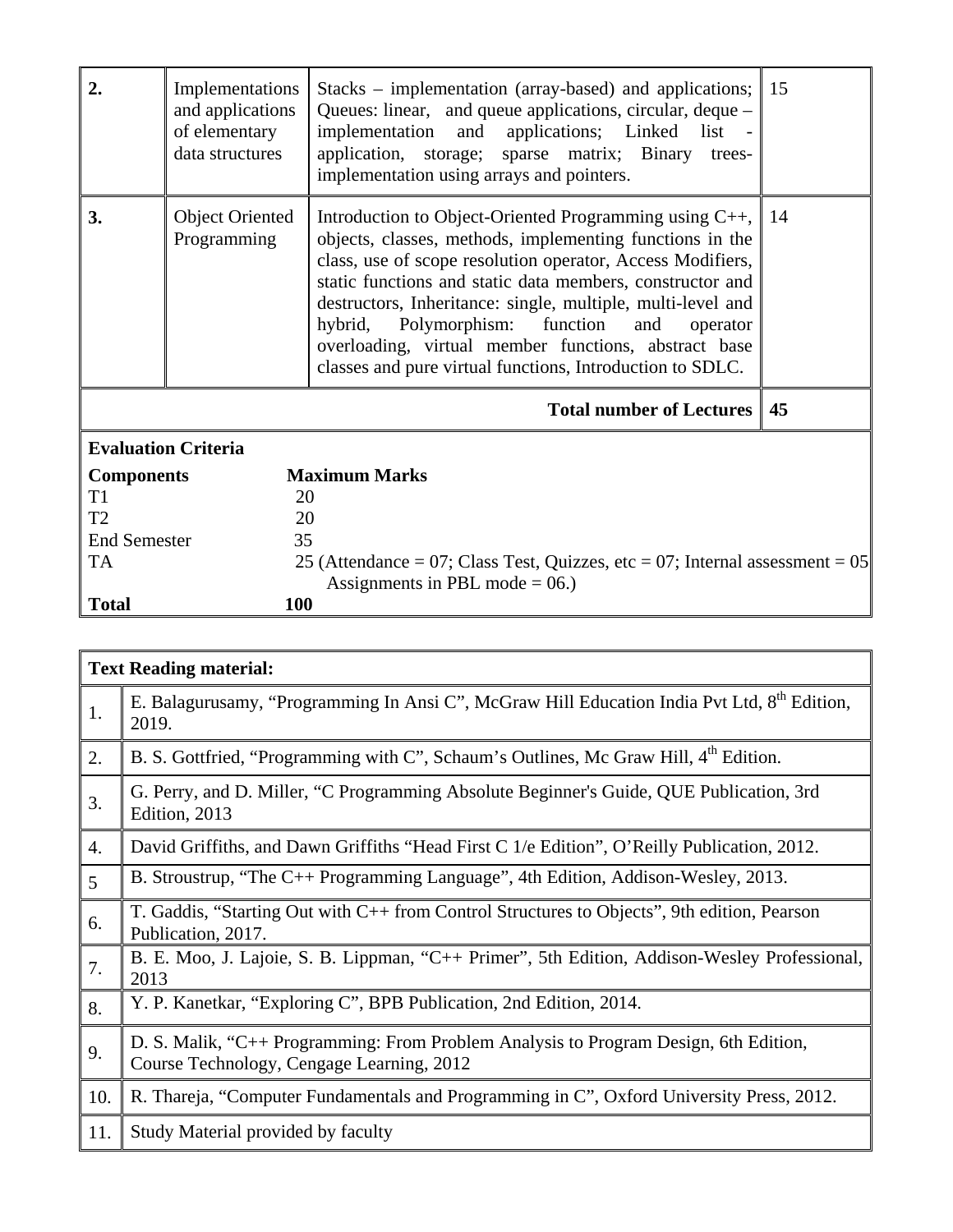| | | | |
|---|---|---|---|
| **2.** | Implementations and applications of elementary data structures | Stacks – implementation (array-based) and applications; Queues: linear, and queue applications, circular, deque – implementation and applications; Linked list - application, storage; sparse matrix; Binary trees-implementation using arrays and pointers. | 15 |
| **3.** | Object Oriented Programming | Introduction to Object-Oriented Programming using C++, objects, classes, methods, implementing functions in the class, use of scope resolution operator, Access Modifiers, static functions and static data members, constructor and destructors, Inheritance: single, multiple, multi-level and hybrid, Polymorphism: function and operator overloading, virtual member functions, abstract base classes and pure virtual functions, Introduction to SDLC. | 14 |
| | | **Total number of Lectures** | **45** |

**Evaluation Criteria**

| **Components** | **Maximum Marks** |
|---|---|
| T1 | 20 |
| T2 | 20 |
| End Semester | 35 |
| TA | 25 (Attendance = 07; Class Test, Quizzes, etc = 07; Internal assessment = 05 Assignments in PBL mode = 06.) |
| **Total** | **100** |

| **Text Reading material:** | |
|---|---|
| 1. | E. Balagurusamy, "Programming In Ansi C", McGraw Hill Education India Pvt Ltd, 8th Edition, 2019. |
| 2. | B. S. Gottfried, "Programming with C", Schaum's Outlines, Mc Graw Hill, 4th Edition. |
| 3. | G. Perry, and D. Miller, "C Programming Absolute Beginner's Guide, QUE Publication, 3rd Edition, 2013 |
| 4. | David Griffiths, and Dawn Griffiths "Head First C 1/e Edition", O'Reilly Publication, 2012. |
| 5 | B. Stroustrup, "The C++ Programming Language", 4th Edition, Addison-Wesley, 2013. |
| 6. | T. Gaddis, "Starting Out with C++ from Control Structures to Objects", 9th edition, Pearson Publication, 2017. |
| 7. | B. E. Moo, J. Lajoie, S. B. Lippman, "C++ Primer", 5th Edition, Addison-Wesley Professional, 2013 |
| 8. | Y. P. Kanetkar, "Exploring C", BPB Publication, 2nd Edition, 2014. |
| 9. | D. S. Malik, "C++ Programming: From Problem Analysis to Program Design, 6th Edition, Course Technology, Cengage Learning, 2012 |
| 10. | R. Thareja, "Computer Fundamentals and Programming in C", Oxford University Press, 2012. |
| 11. | Study Material provided by faculty |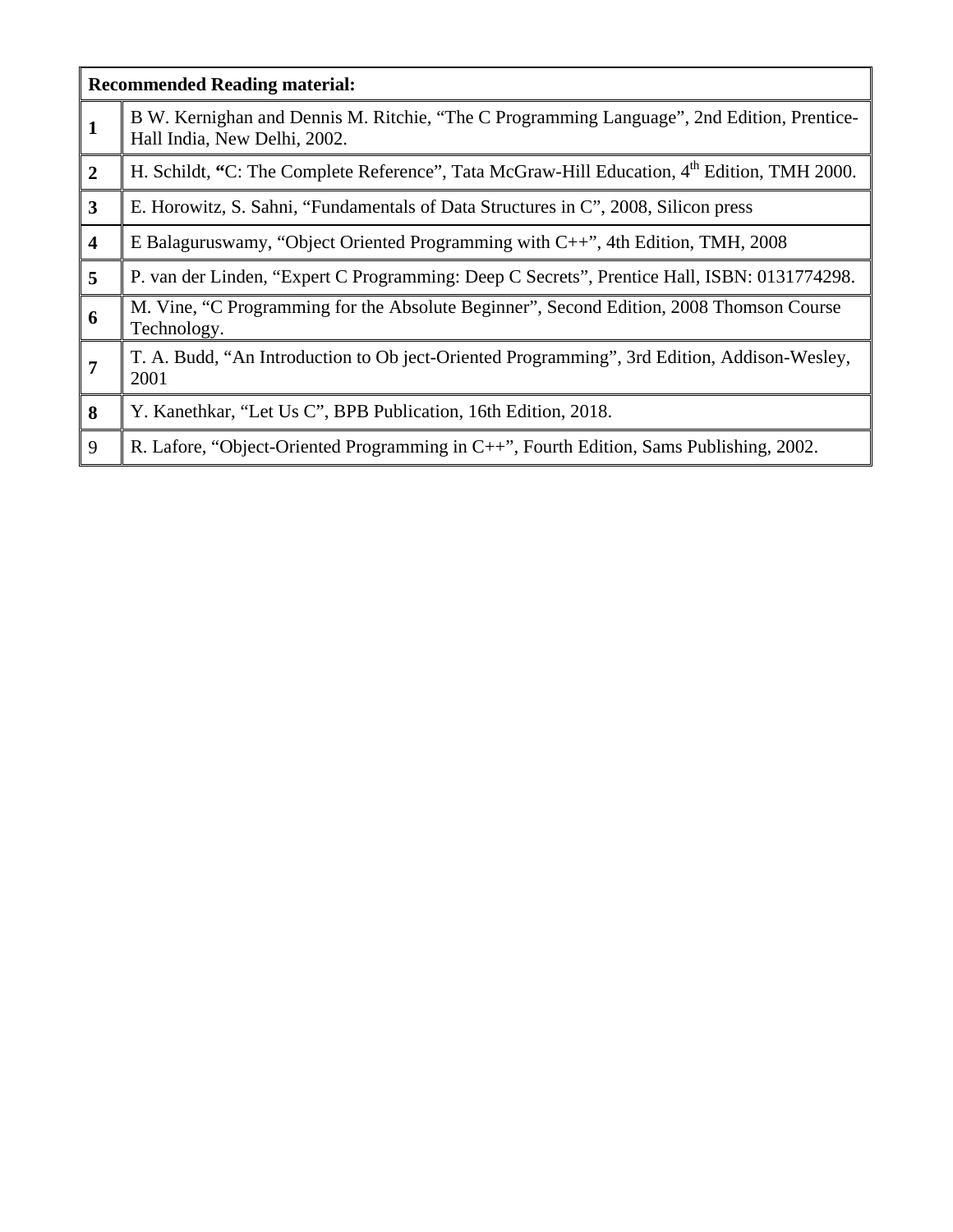| **Recommended Reading material:** | |
|---|---|
| **1** | B W. Kernighan and Dennis M. Ritchie, “The C Programming Language”, 2nd Edition, Prentice-Hall India, New Delhi, 2002. |
| **2** | H. Schildt, **“**C: The Complete Reference”, Tata McGraw-Hill Education, 4th Edition, TMH 2000. |
| **3** | E. Horowitz, S. Sahni, “Fundamentals of Data Structures in C”, 2008, Silicon press |
| **4** | E Balaguruswamy, “Object Oriented Programming with C++”, 4th Edition, TMH, 2008 |
| **5** | P. van der Linden, “Expert C Programming: Deep C Secrets”, Prentice Hall, ISBN: 0131774298. |
| **6** | M. Vine, “C Programming for the Absolute Beginner”, Second Edition, 2008 Thomson Course Technology. |
| **7** | T. A. Budd, “An Introduction to Ob ject-Oriented Programming”, 3rd Edition, Addison-Wesley, 2001 |
| **8** | Y. Kanethkar, “Let Us C”, BPB Publication, 16th Edition, 2018. |
| 9 | R. Lafore, “Object-Oriented Programming in C++”, Fourth Edition, Sams Publishing, 2002. |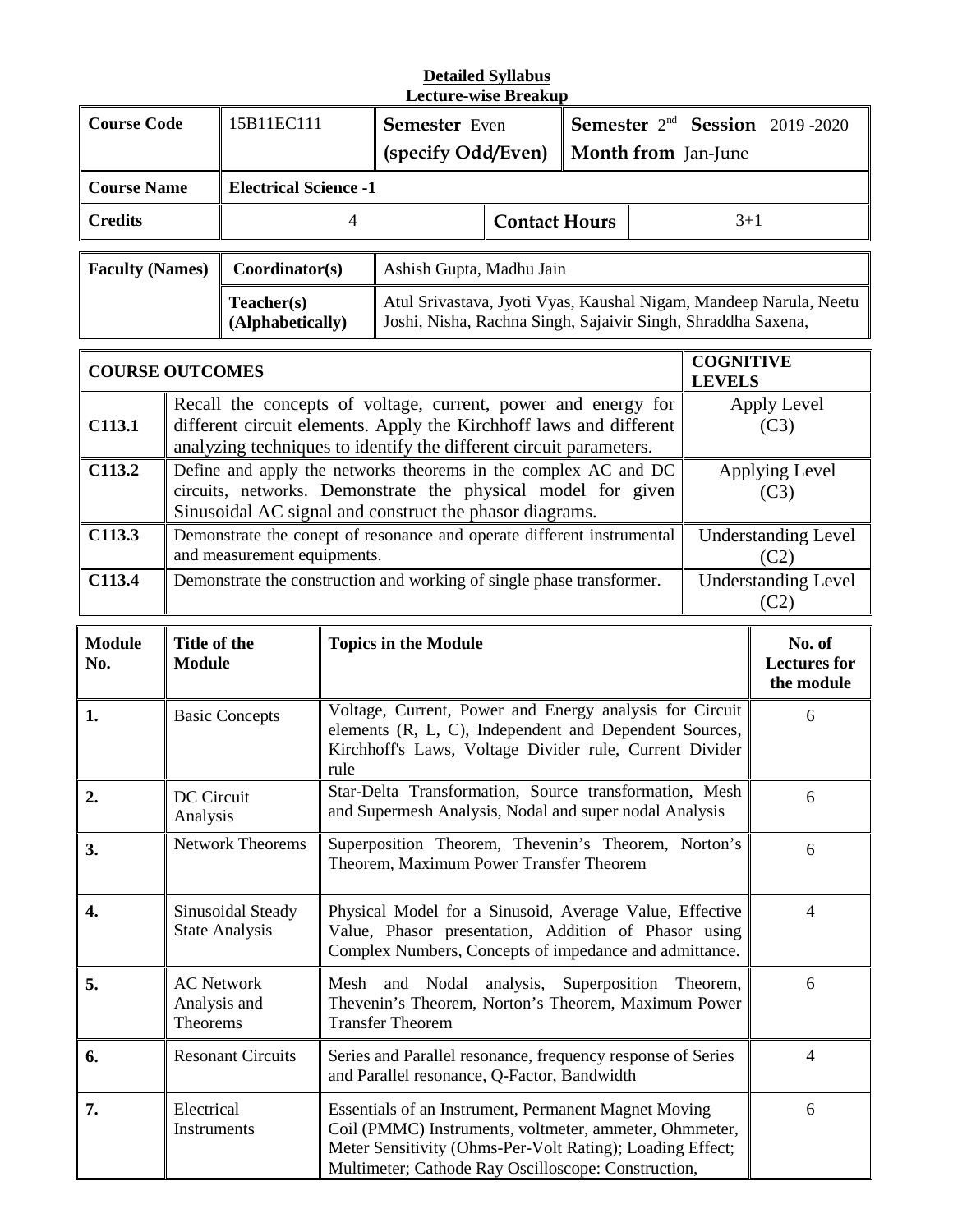**Detailed Syllabus**

**Lecture-wise Breakup**

| **Course Code** | 15B11EC111 | **Semester** Even (specify Odd/Even) | **Semester** 2nd **Session** 2019 -2020 **Month from** Jan-June |
|---|---|---|---|
| **Course Name** | **Electrical Science -1** | | |
| **Credits** | 4 | **Contact Hours** | 3+1 |

| **Faculty (Names)** | **Coordinator(s)** | Ashish Gupta, Madhu Jain |
|---|---|---|
| | **Teacher(s) (Alphabetically)** | Atul Srivastava, Jyoti Vyas, Kaushal Nigam, Mandeep Narula, Neetu Joshi, Nisha, Rachna Singh, Sajaivir Singh, Shraddha Saxena, |

| **COURSE OUTCOMES** | | **COGNITIVE LEVELS** |
|---|---|---|
| **C113.1** | Recall the concepts of voltage, current, power and energy for different circuit elements. Apply the Kirchhoff laws and different analyzing techniques to identify the different circuit parameters. | Apply Level (C3) |
| **C113.2** | Define and apply the networks theorems in the complex AC and DC circuits, networks. Demonstrate the physical model for given Sinusoidal AC signal and construct the phasor diagrams. | Applying Level (C3) |
| **C113.3** | Demonstrate the conept of resonance and operate different instrumental and measurement equipments. | Understanding Level (C2) |
| **C113.4** | Demonstrate the construction and working of single phase transformer. | Understanding Level (C2) |

| **Module No.** | **Title of the Module** | **Topics in the Module** | **No. of Lectures for the module** |
|---|---|---|---|
| **1.** | Basic Concepts | Voltage, Current, Power and Energy analysis for Circuit elements (R, L, C), Independent and Dependent Sources, Kirchhoff's Laws, Voltage Divider rule, Current Divider rule | 6 |
| **2.** | DC Circuit Analysis | Star-Delta Transformation, Source transformation, Mesh and Supermesh Analysis, Nodal and super nodal Analysis | 6 |
| **3.** | Network Theorems | Superposition Theorem, Thevenin's Theorem, Norton's Theorem, Maximum Power Transfer Theorem | 6 |
| **4.** | Sinusoidal Steady State Analysis | Physical Model for a Sinusoid, Average Value, Effective Value, Phasor presentation, Addition of Phasor using Complex Numbers, Concepts of impedance and admittance. | 4 |
| **5.** | AC Network Analysis and Theorems | Mesh and Nodal analysis, Superposition Theorem, Thevenin's Theorem, Norton's Theorem, Maximum Power Transfer Theorem | 6 |
| **6.** | Resonant Circuits | Series and Parallel resonance, frequency response of Series and Parallel resonance, Q-Factor, Bandwidth | 4 |
| **7.** | Electrical Instruments | Essentials of an Instrument, Permanent Magnet Moving Coil (PMMC) Instruments, voltmeter, ammeter, Ohmmeter, Meter Sensitivity (Ohms-Per-Volt Rating); Loading Effect; Multimeter; Cathode Ray Oscilloscope: Construction, | 6 |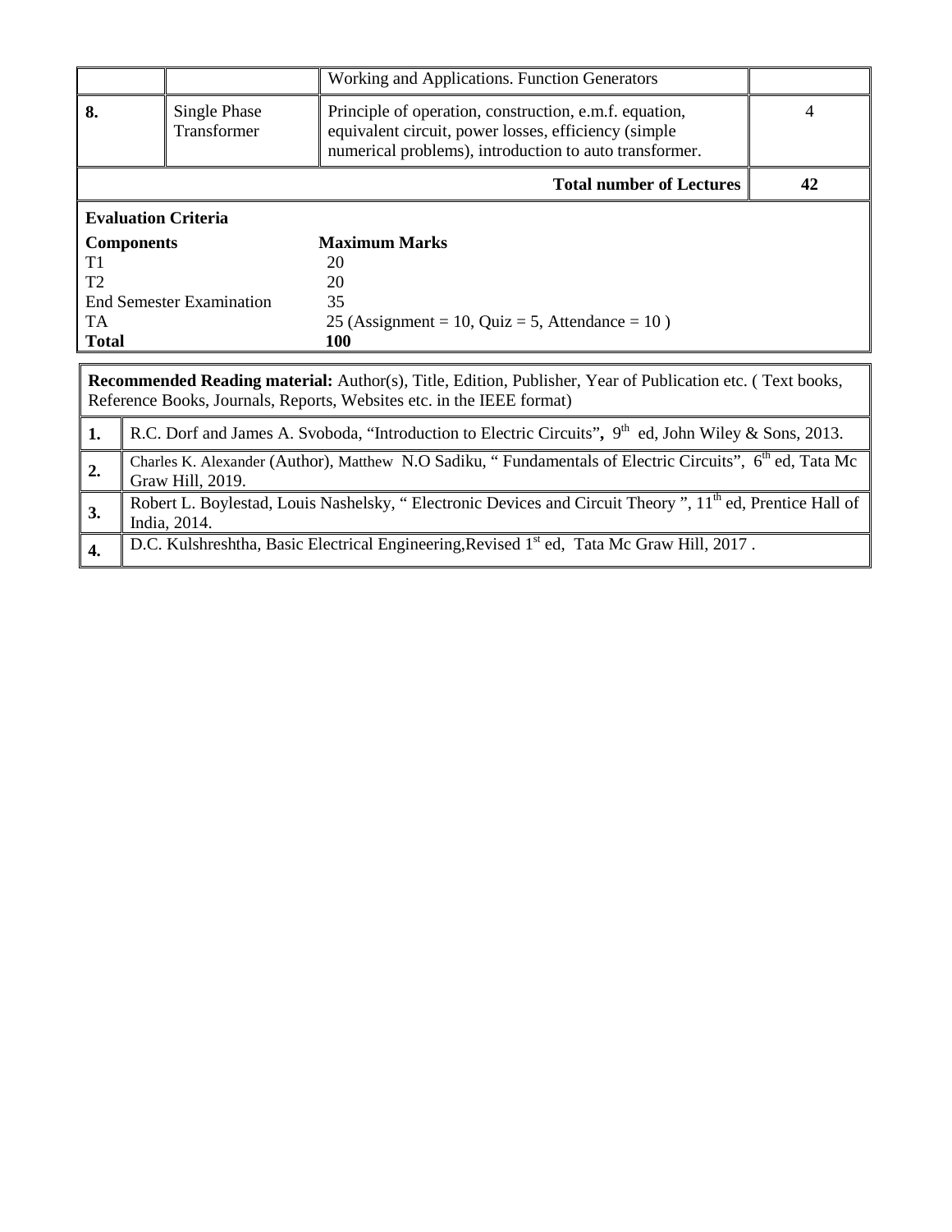| | | | |
|---|---|---|---|
| | | Working and Applications. Function Generators | |
| **8.** | Single Phase Transformer | Principle of operation, construction, e.m.f. equation, equivalent circuit, power losses, efficiency (simple numerical problems), introduction to auto transformer. | 4 |
| | | **Total number of Lectures** | **42** |

**Evaluation Criteria**

| **Components** | **Maximum Marks** |
|---|---|
| T1 | 20 |
| T2 | 20 |
| End Semester Examination | 35 |
| TA | 25 (Assignment = 10, Quiz = 5, Attendance = 10 ) |
| **Total** | **100** |

**Recommended Reading material:** Author(s), Title, Edition, Publisher, Year of Publication etc. ( Text books, Reference Books, Journals, Reports, Websites etc. in the IEEE format)

| | |
|---|---|
| **1.** | R.C. Dorf and James A. Svoboda, "Introduction to Electric Circuits", 9th ed, John Wiley & Sons, 2013. |
| **2.** | Charles K. Alexander (Author), Matthew N.O Sadiku, " Fundamentals of Electric Circuits", 6th ed, Tata Mc Graw Hill, 2019. |
| **3.** | Robert L. Boylestad, Louis Nashelsky, " Electronic Devices and Circuit Theory ", 11th ed, Prentice Hall of India, 2014. |
| **4.** | D.C. Kulshreshtha, Basic Electrical Engineering,Revised 1st ed, Tata Mc Graw Hill, 2017 . |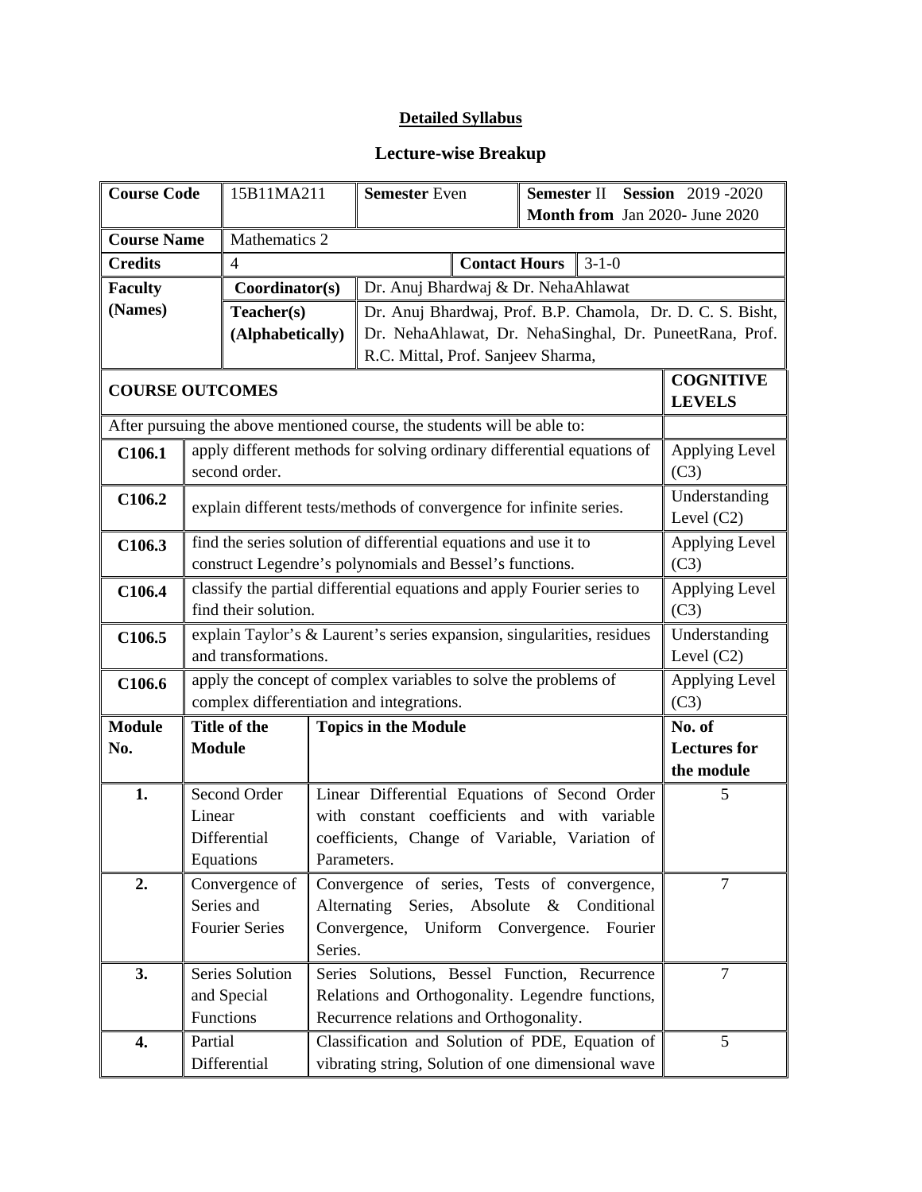**Detailed Syllabus**

**Lecture-wise Breakup**

| **Course Code** | 15B11MA211 | **Semester** Even | **Semester** II **Session** 2019 -2020 **Month from** Jan 2020- June 2020 |
|---|---|---|---|
| **Course Name** | Mathematics 2 | | |
| **Credits** | 4 | **Contact Hours** | 3-1-0 |
| **Faculty (Names)** | **Coordinator(s)** | Dr. Anuj Bhardwaj & Dr. NehaAhlawat | |
| | **Teacher(s) (Alphabetically)** | Dr. Anuj Bhardwaj, Prof. B.P. Chamola, Dr. D. C. S. Bisht, Dr. NehaAhlawat, Dr. NehaSinghal, Dr. PuneetRana, Prof. R.C. Mittal, Prof. Sanjeev Sharma, | |

| **COURSE OUTCOMES** | | **COGNITIVE LEVELS** |
|---|---|---|
| After pursuing the above mentioned course, the students will be able to: | | |
| **C106.1** | apply different methods for solving ordinary differential equations of second order. | Applying Level (C3) |
| **C106.2** | explain different tests/methods of convergence for infinite series. | Understanding Level (C2) |
| **C106.3** | find the series solution of differential equations and use it to construct Legendre's polynomials and Bessel's functions. | Applying Level (C3) |
| **C106.4** | classify the partial differential equations and apply Fourier series to find their solution. | Applying Level (C3) |
| **C106.5** | explain Taylor's & Laurent's series expansion, singularities, residues and transformations. | Understanding Level (C2) |
| **C106.6** | apply the concept of complex variables to solve the problems of complex differentiation and integrations. | Applying Level (C3) |

| **Module No.** | **Title of the Module** | **Topics in the Module** | **No. of Lectures for the module** |
|---|---|---|---|
| **1.** | Second Order Linear Differential Equations | Linear Differential Equations of Second Order with constant coefficients and with variable coefficients, Change of Variable, Variation of Parameters. | 5 |
| **2.** | Convergence of Series and Fourier Series | Convergence of series, Tests of convergence, Alternating Series, Absolute & Conditional Convergence, Uniform Convergence. Fourier Series. | 7 |
| **3.** | Series Solution and Special Functions | Series Solutions, Bessel Function, Recurrence Relations and Orthogonality. Legendre functions, Recurrence relations and Orthogonality. | 7 |
| **4.** | Partial Differential | Classification and Solution of PDE, Equation of vibrating string, Solution of one dimensional wave | 5 |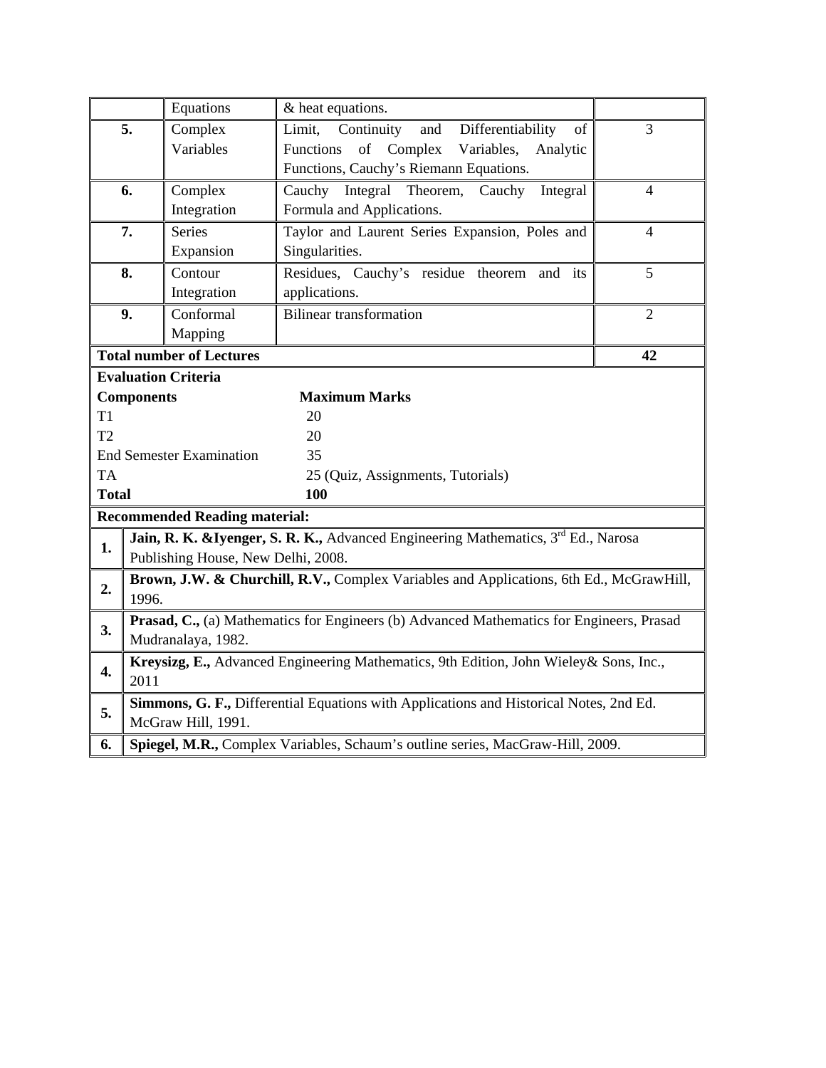| | | | |
|---|---|---|---|
| | Equations | & heat equations. | |
| **5.** | Complex Variables | Limit, Continuity and Differentiability of Functions of Complex Variables, Analytic Functions, Cauchy's Riemann Equations. | 3 |
| **6.** | Complex Integration | Cauchy Integral Theorem, Cauchy Integral Formula and Applications. | 4 |
| **7.** | Series Expansion | Taylor and Laurent Series Expansion, Poles and Singularities. | 4 |
| **8.** | Contour Integration | Residues, Cauchy's residue theorem and its applications. | 5 |
| **9.** | Conformal Mapping | Bilinear transformation | 2 |
| **Total number of Lectures** | | | **42** |

**Evaluation Criteria**

| **Components** | **Maximum Marks** |
|---|---|
| T1 | 20 |
| T2 | 20 |
| End Semester Examination | 35 |
| TA | 25 (Quiz, Assignments, Tutorials) |
| **Total** | **100** |

**Recommended Reading material:**

| | |
|---|---|
| **1.** | **Jain, R. K. &Iyenger, S. R. K.,** Advanced Engineering Mathematics, 3rd Ed., Narosa Publishing House, New Delhi, 2008. |
| **2.** | **Brown, J.W. & Churchill, R.V.,** Complex Variables and Applications, 6th Ed., McGrawHill, 1996. |
| **3.** | **Prasad, C.,** (a) Mathematics for Engineers (b) Advanced Mathematics for Engineers, Prasad Mudranalaya, 1982. |
| **4.** | **Kreysizg, E.,** Advanced Engineering Mathematics, 9th Edition, John Wieley& Sons, Inc., 2011 |
| **5.** | **Simmons, G. F.,** Differential Equations with Applications and Historical Notes, 2nd Ed. McGraw Hill, 1991. |
| **6.** | **Spiegel, M.R.,** Complex Variables, Schaum's outline series, MacGraw-Hill, 2009. |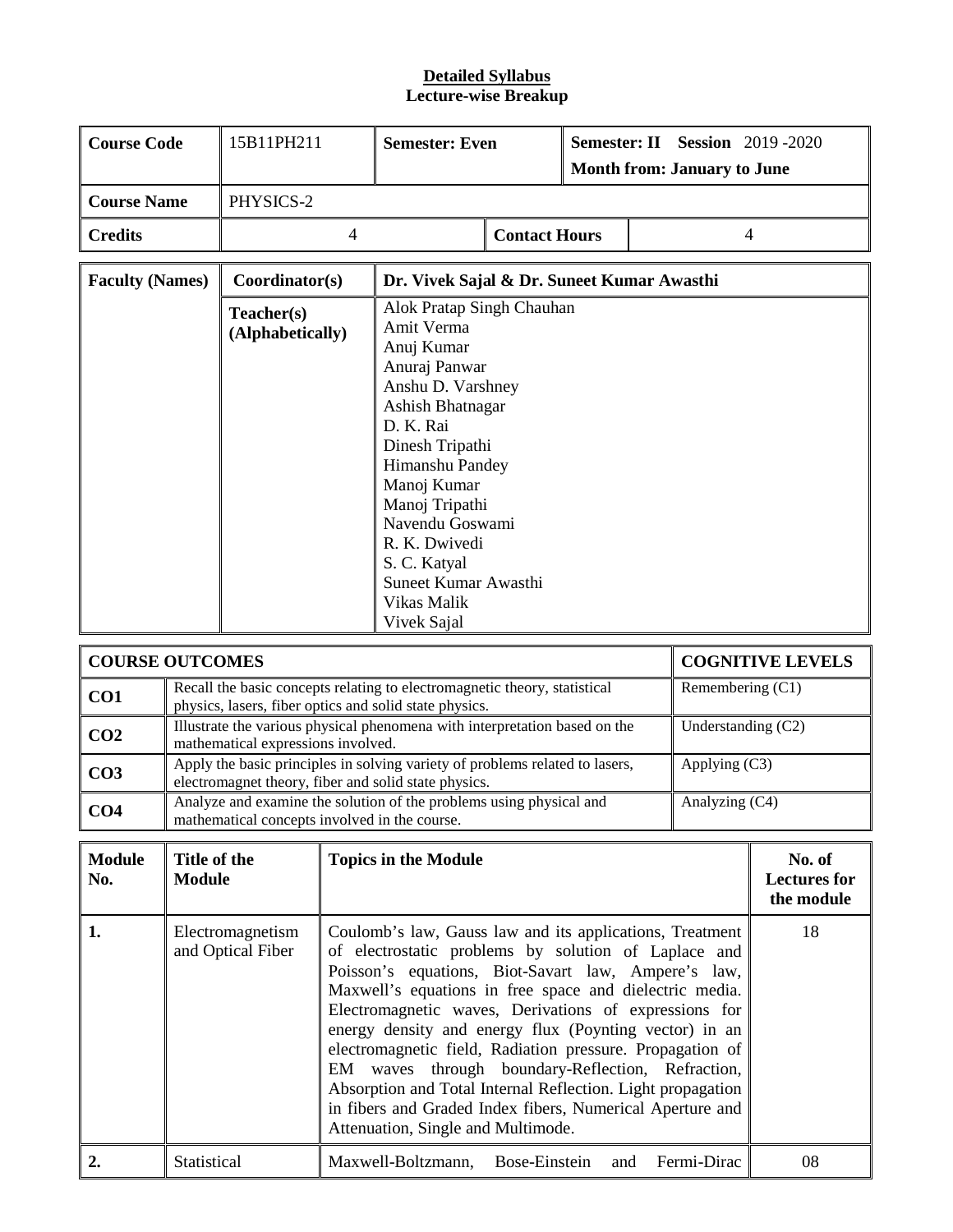**Detailed Syllabus**
**Lecture-wise Breakup**

| **Course Code** | 15B11PH211 | **Semester: Even** | | **Semester: II Session** 2019 -2020<br>**Month from: January to June** |
|---|---|---|---|---|
| **Course Name** | PHYSICS-2 | | | |
| **Credits** | 4 | | **Contact Hours** | 4 |

| **Faculty (Names)** | **Coordinator(s)** | **Dr. Vivek Sajal & Dr. Suneet Kumar Awasthi** |
|---|---|---|
| | **Teacher(s) (Alphabetically)** | Alok Pratap Singh Chauhan<br>Amit Verma<br>Anuj Kumar<br>Anuraj Panwar<br>Anshu D. Varshney<br>Ashish Bhatnagar<br>D. K. Rai<br>Dinesh Tripathi<br>Himanshu Pandey<br>Manoj Kumar<br>Manoj Tripathi<br>Navendu Goswami<br>R. K. Dwivedi<br>S. C. Katyal<br>Suneet Kumar Awasthi<br>Vikas Malik<br>Vivek Sajal |

| **COURSE OUTCOMES** | | **COGNITIVE LEVELS** |
|---|---|---|
| **CO1** | Recall the basic concepts relating to electromagnetic theory, statistical physics, lasers, fiber optics and solid state physics. | Remembering (C1) |
| **CO2** | Illustrate the various physical phenomena with interpretation based on the mathematical expressions involved. | Understanding (C2) |
| **CO3** | Apply the basic principles in solving variety of problems related to lasers, electromagnet theory, fiber and solid state physics. | Applying (C3) |
| **CO4** | Analyze and examine the solution of the problems using physical and mathematical concepts involved in the course. | Analyzing (C4) |

| **Module No.** | **Title of the Module** | **Topics in the Module** | **No. of Lectures for the module** |
|---|---|---|---|
| **1.** | Electromagnetism and Optical Fiber | Coulomb's law, Gauss law and its applications, Treatment of electrostatic problems by solution of Laplace and Poisson's equations, Biot-Savart law, Ampere's law, Maxwell's equations in free space and dielectric media. Electromagnetic waves, Derivations of expressions for energy density and energy flux (Poynting vector) in an electromagnetic field, Radiation pressure. Propagation of EM waves through boundary-Reflection, Refraction, Absorption and Total Internal Reflection. Light propagation in fibers and Graded Index fibers, Numerical Aperture and Attenuation, Single and Multimode. | 18 |
| **2.** | Statistical | Maxwell-Boltzmann, Bose-Einstein and Fermi-Dirac | 08 |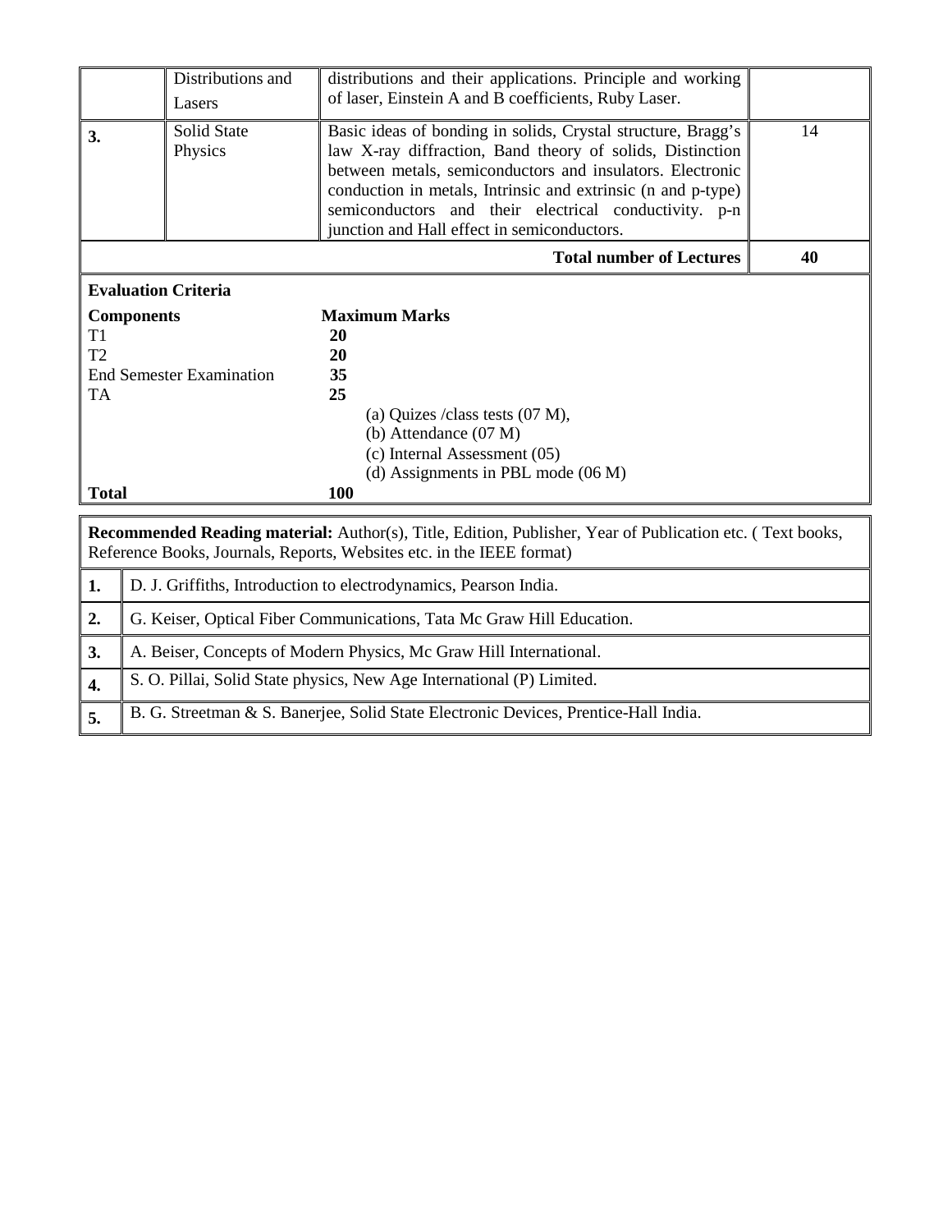| | | | |
|---|---|---|---|
| | Distributions and Lasers | distributions and their applications. Principle and working of laser, Einstein A and B coefficients, Ruby Laser. | |
| **3.** | Solid State Physics | Basic ideas of bonding in solids, Crystal structure, Bragg's law X-ray diffraction, Band theory of solids, Distinction between metals, semiconductors and insulators. Electronic conduction in metals, Intrinsic and extrinsic (n and p-type) semiconductors and their electrical conductivity. p-n junction and Hall effect in semiconductors. | 14 |
| | | **Total number of Lectures** | **40** |

**Evaluation Criteria**

| Components | Maximum Marks |
|---|---|
| T1 | **20** |
| T2 | **20** |
| End Semester Examination | **35** |
| TA | **25** |
| | (a) Quizes /class tests (07 M), |
| | (b) Attendance (07 M) |
| | (c) Internal Assessment (05) |
| | (d) Assignments in PBL mode (06 M) |
| **Total** | **100** |

**Recommended Reading material:** Author(s), Title, Edition, Publisher, Year of Publication etc. ( Text books, Reference Books, Journals, Reports, Websites etc. in the IEEE format)

| | |
|---|---|
| **1.** | D. J. Griffiths, Introduction to electrodynamics, Pearson India. |
| **2.** | G. Keiser, Optical Fiber Communications, Tata Mc Graw Hill Education. |
| **3.** | A. Beiser, Concepts of Modern Physics, Mc Graw Hill International. |
| **4.** | S. O. Pillai, Solid State physics, New Age International (P) Limited. |
| **5.** | B. G. Streetman & S. Banerjee, Solid State Electronic Devices, Prentice-Hall India. |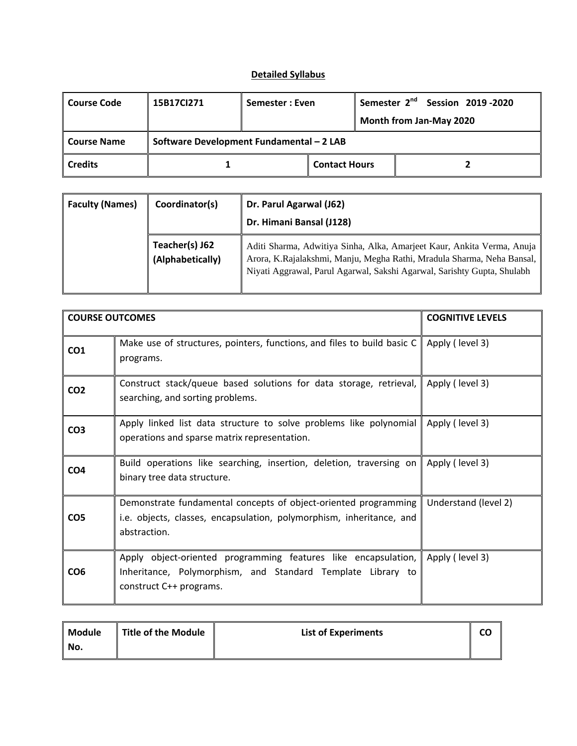## Detailed Syllabus

| Course Code | 15B17CI271 | Semester : Even | | Semester 2[nd] Session 2019 -2020<br>Month from Jan-May 2020 |
|---|---|---|---|---|
| Course Name | Software Development Fundamental – 2 LAB | | | |
| Credits | 1 | | Contact Hours | 2 |

| Faculty (Names) | Coordinator(s) | Dr. Parul Agarwal (J62)<br>Dr. Himani Bansal (J128) |
|---|---|---|
| | Teacher(s) J62 (Alphabetically) | Aditi Sharma, Adwitiya Sinha, Alka, Amarjeet Kaur, Ankita Verma, Anuja Arora, K.Rajalakshmi, Manju, Megha Rathi, Mradula Sharma, Neha Bansal, Niyati Aggrawal, Parul Agarwal, Sakshi Agarwal, Sarishty Gupta, Shulabh |

| COURSE OUTCOMES | | COGNITIVE LEVELS |
|---|---|---|
| CO1 | Make use of structures, pointers, functions, and files to build basic C programs. | Apply ( level 3) |
| CO2 | Construct stack/queue based solutions for data storage, retrieval, searching, and sorting problems. | Apply ( level 3) |
| CO3 | Apply linked list data structure to solve problems like polynomial operations and sparse matrix representation. | Apply ( level 3) |
| CO4 | Build operations like searching, insertion, deletion, traversing on binary tree data structure. | Apply ( level 3) |
| CO5 | Demonstrate fundamental concepts of object-oriented programming i.e. objects, classes, encapsulation, polymorphism, inheritance, and abstraction. | Understand (level 2) |
| CO6 | Apply object-oriented programming features like encapsulation, Inheritance, Polymorphism, and Standard Template Library to construct C++ programs. | Apply ( level 3) |

| Module No. | Title of the Module | List of Experiments | CO |
|---|---|---|---|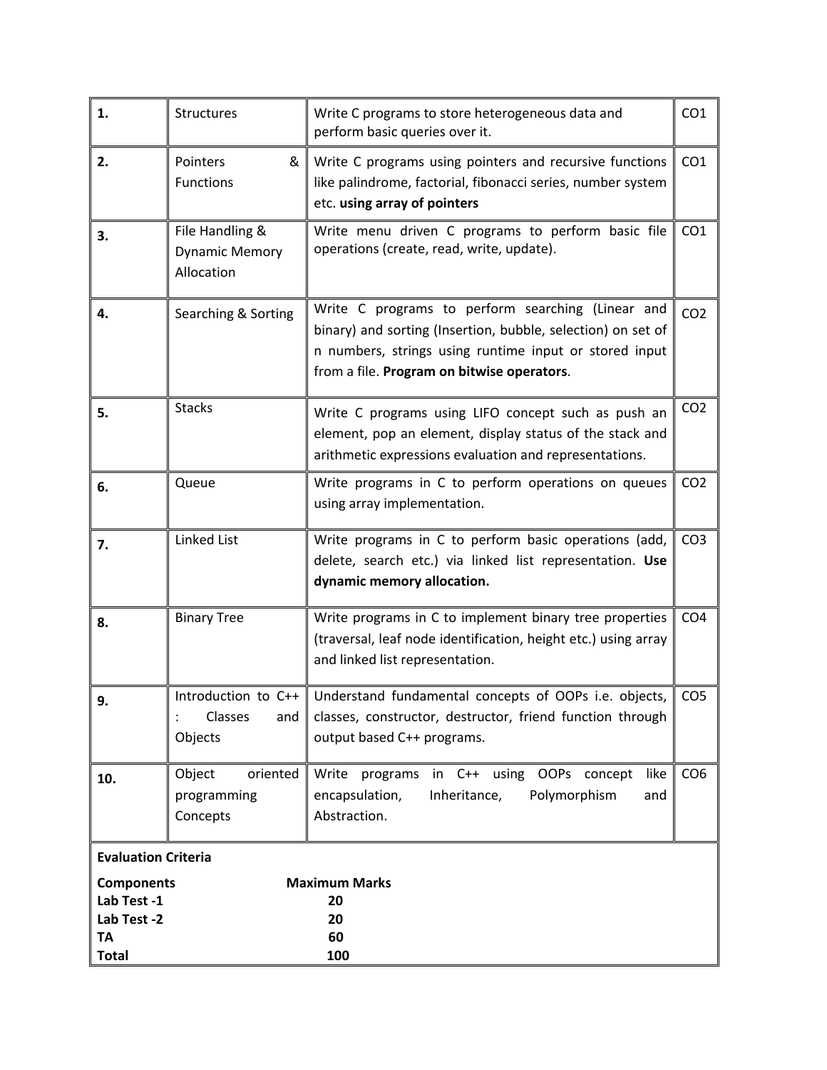| 1. | Structures | Write C programs to store heterogeneous data and perform basic queries over it. | CO1 |
|---|---|---|---|
| 2. | Pointers & Functions | Write C programs using pointers and recursive functions like palindrome, factorial, fibonacci series, number system etc. **using array of pointers** | CO1 |
| 3. | File Handling & Dynamic Memory Allocation | Write menu driven C programs to perform basic file operations (create, read, write, update). | CO1 |
| 4. | Searching & Sorting | Write C programs to perform searching (Linear and binary) and sorting (Insertion, bubble, selection) on set of n numbers, strings using runtime input or stored input from a file. **Program on bitwise operators**. | CO2 |
| 5. | Stacks | Write C programs using LIFO concept such as push an element, pop an element, display status of the stack and arithmetic expressions evaluation and representations. | CO2 |
| 6. | Queue | Write programs in C to perform operations on queues using array implementation. | CO2 |
| 7. | Linked List | Write programs in C to perform basic operations (add, delete, search etc.) via linked list representation. **Use dynamic memory allocation.** | CO3 |
| 8. | Binary Tree | Write programs in C to implement binary tree properties (traversal, leaf node identification, height etc.) using array and linked list representation. | CO4 |
| 9. | Introduction to C++ : Classes and Objects | Understand fundamental concepts of OOPs i.e. objects, classes, constructor, destructor, friend function through output based C++ programs. | CO5 |
| 10. | Object oriented programming Concepts | Write programs in C++ using OOPs concept like encapsulation, Inheritance, Polymorphism and Abstraction. | CO6 |

**Evaluation Criteria**

| **Components** | **Maximum Marks** |
|---|---|
| **Lab Test -1** | **20** |
| **Lab Test -2** | **20** |
| **TA** | **60** |
| **Total** | **100** |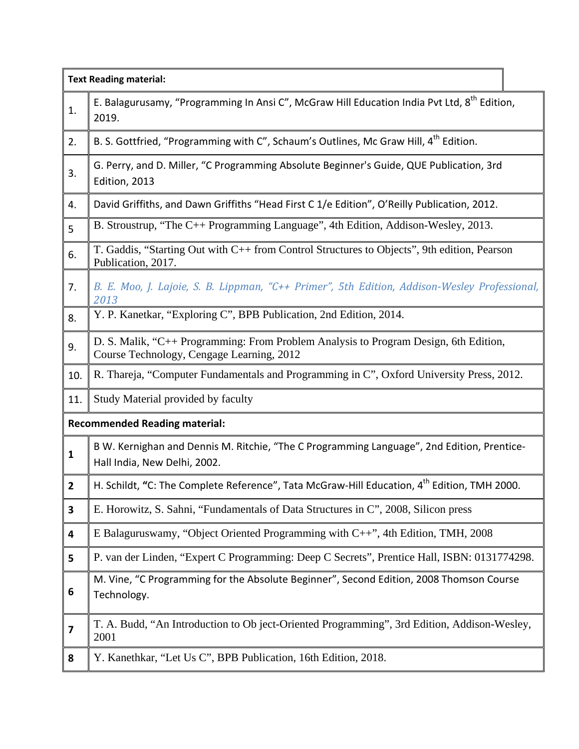| Text Reading material: | |
|---|---|
| 1. | E. Balagurusamy, "Programming In Ansi C", McGraw Hill Education India Pvt Ltd, 8th Edition, 2019. |
| 2. | B. S. Gottfried, "Programming with C", Schaum's Outlines, Mc Graw Hill, 4th Edition. |
| 3. | G. Perry, and D. Miller, "C Programming Absolute Beginner's Guide, QUE Publication, 3rd Edition, 2013 |
| 4. | David Griffiths, and Dawn Griffiths "Head First C 1/e Edition", O'Reilly Publication, 2012. |
| 5 | B. Stroustrup, "The C++ Programming Language", 4th Edition, Addison-Wesley, 2013. |
| 6. | T. Gaddis, "Starting Out with C++ from Control Structures to Objects", 9th edition, Pearson Publication, 2017. |
| 7. | *B. E. Moo, J. Lajoie, S. B. Lippman, "C++ Primer", 5th Edition, Addison-Wesley Professional, 2013* |
| 8. | Y. P. Kanetkar, "Exploring C", BPB Publication, 2nd Edition, 2014. |
| 9. | D. S. Malik, "C++ Programming: From Problem Analysis to Program Design, 6th Edition, Course Technology, Cengage Learning, 2012 |
| 10. | R. Thareja, "Computer Fundamentals and Programming in C", Oxford University Press, 2012. |
| 11. | Study Material provided by faculty |
| **Recommended Reading material:** | |
| **1** | B W. Kernighan and Dennis M. Ritchie, "The C Programming Language", 2nd Edition, Prentice-Hall India, New Delhi, 2002. |
| **2** | H. Schildt, **"**C: The Complete Reference", Tata McGraw-Hill Education, 4th Edition, TMH 2000. |
| **3** | E. Horowitz, S. Sahni, "Fundamentals of Data Structures in C", 2008, Silicon press |
| **4** | E Balaguruswamy, "Object Oriented Programming with C++", 4th Edition, TMH, 2008 |
| **5** | P. van der Linden, "Expert C Programming: Deep C Secrets", Prentice Hall, ISBN: 0131774298. |
| **6** | M. Vine, "C Programming for the Absolute Beginner", Second Edition, 2008 Thomson Course Technology. |
| **7** | T. A. Budd, "An Introduction to Ob ject-Oriented Programming", 3rd Edition, Addison-Wesley, 2001 |
| **8** | Y. Kanethkar, "Let Us C", BPB Publication, 16th Edition, 2018. |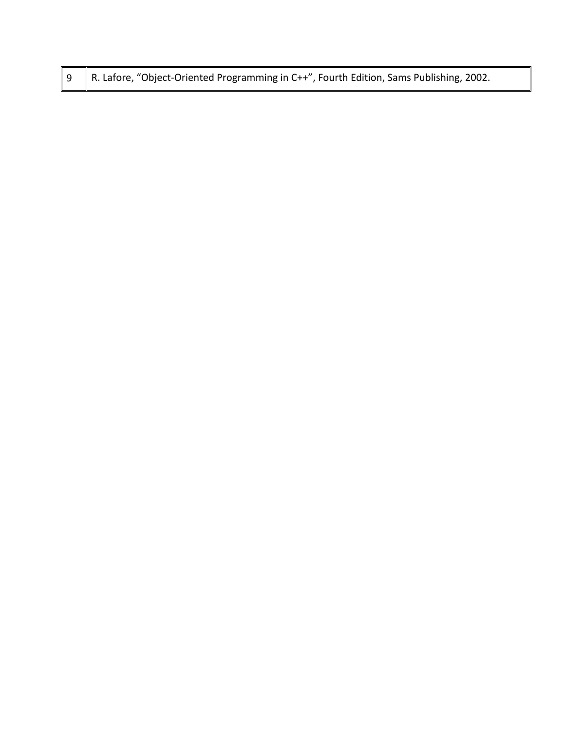| | |
|---|---|
| 9 | R. Lafore, “Object-Oriented Programming in C++”, Fourth Edition, Sams Publishing, 2002. |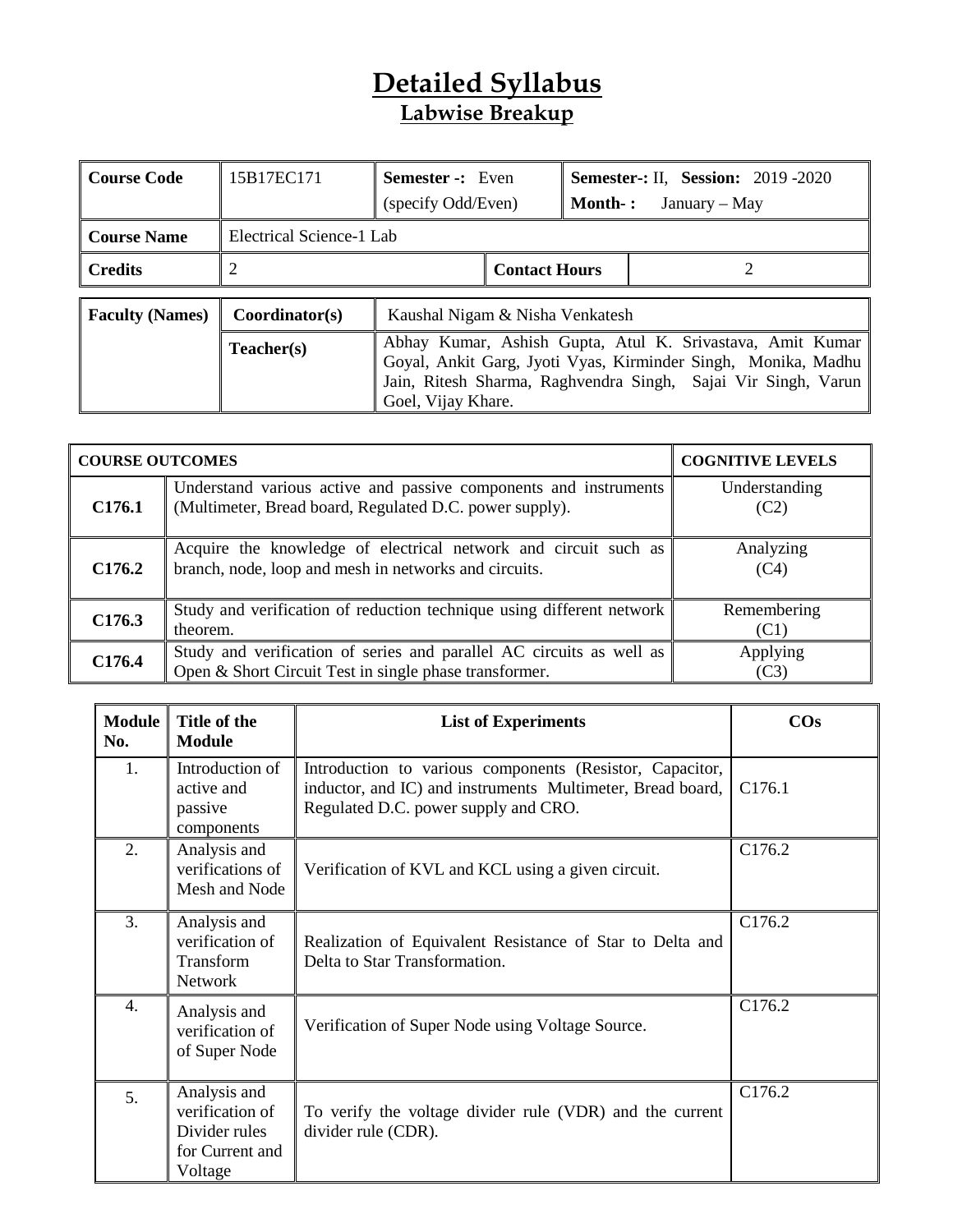# Detailed Syllabus

## Labwise Breakup

| Course Code | 15B17EC171 | Semester -: Even (specify Odd/Even) | Semester-: II, Session: 2019 -2020 Month- : January – May |
|---|---|---|---|
| Course Name | Electrical Science-1 Lab | | |
| Credits | 2 | Contact Hours | 2 |

| Faculty (Names) | Coordinator(s) | Kaushal Nigam & Nisha Venkatesh |
|---|---|---|
| | Teacher(s) | Abhay Kumar, Ashish Gupta, Atul K. Srivastava, Amit Kumar Goyal, Ankit Garg, Jyoti Vyas, Kirminder Singh, Monika, Madhu Jain, Ritesh Sharma, Raghvendra Singh, Sajai Vir Singh, Varun Goel, Vijay Khare. |

| COURSE OUTCOMES | | COGNITIVE LEVELS |
|---|---|---|
| C176.1 | Understand various active and passive components and instruments (Multimeter, Bread board, Regulated D.C. power supply). | Understanding (C2) |
| C176.2 | Acquire the knowledge of electrical network and circuit such as branch, node, loop and mesh in networks and circuits. | Analyzing (C4) |
| C176.3 | Study and verification of reduction technique using different network theorem. | Remembering (C1) |
| C176.4 | Study and verification of series and parallel AC circuits as well as Open & Short Circuit Test in single phase transformer. | Applying (C3) |

| Module No. | Title of the Module | List of Experiments | COs |
|---|---|---|---|
| 1. | Introduction of active and passive components | Introduction to various components (Resistor, Capacitor, inductor, and IC) and instruments Multimeter, Bread board, Regulated D.C. power supply and CRO. | C176.1 |
| 2. | Analysis and verifications of Mesh and Node | Verification of KVL and KCL using a given circuit. | C176.2 |
| 3. | Analysis and verification of Transform Network | Realization of Equivalent Resistance of Star to Delta and Delta to Star Transformation. | C176.2 |
| 4. | Analysis and verification of of Super Node | Verification of Super Node using Voltage Source. | C176.2 |
| 5. | Analysis and verification of Divider rules for Current and Voltage | To verify the voltage divider rule (VDR) and the current divider rule (CDR). | C176.2 |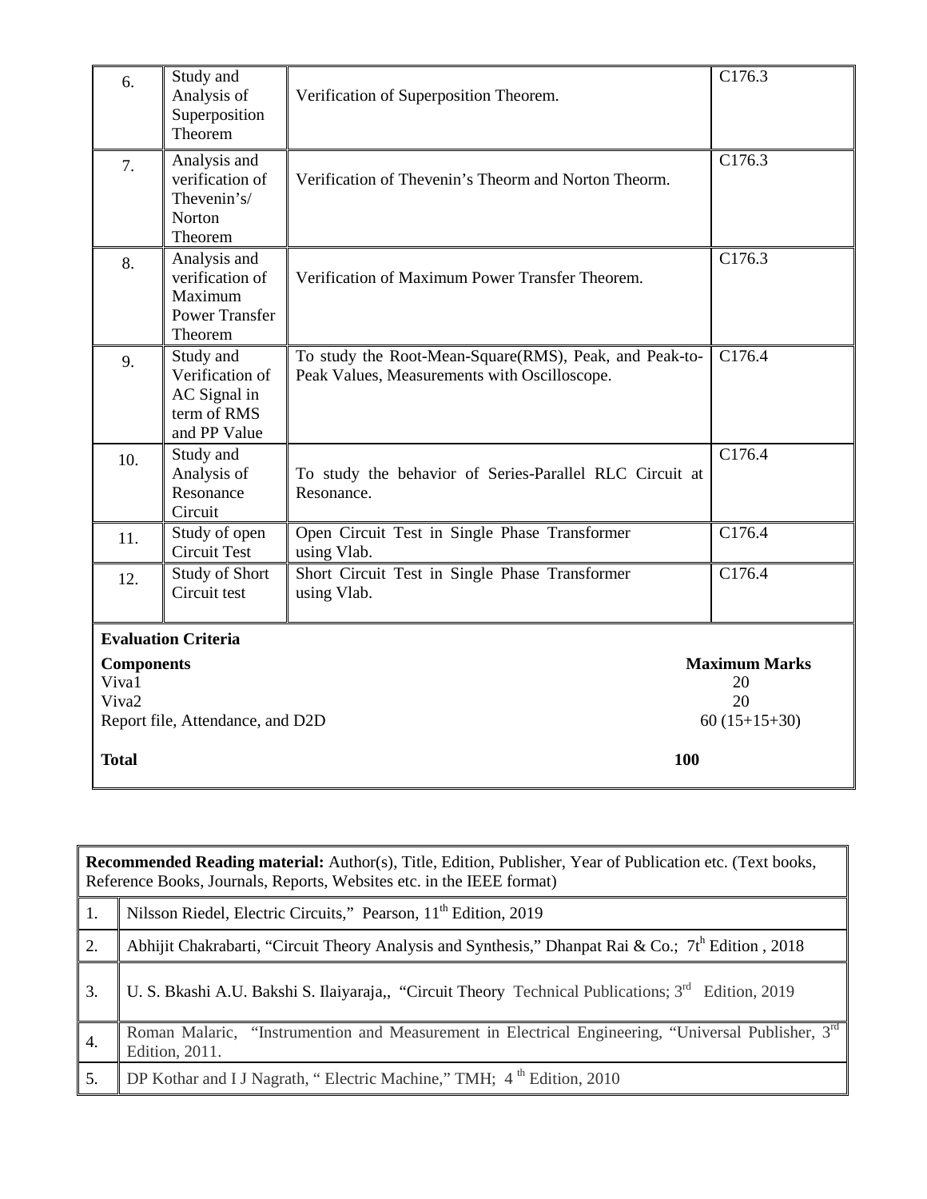| 6. | Study and Analysis of Superposition Theorem | Verification of Superposition Theorem. | C176.3 |
|---|---|---|---|
| 7. | Analysis and verification of Thevenin's/ Norton Theorem | Verification of Thevenin's Theorm and Norton Theorm. | C176.3 |
| 8. | Analysis and verification of Maximum Power Transfer Theorem | Verification of Maximum Power Transfer Theorem. | C176.3 |
| 9. | Study and Verification of AC Signal in term of RMS and PP Value | To study the Root-Mean-Square(RMS), Peak, and Peak-to-Peak Values, Measurements with Oscilloscope. | C176.4 |
| 10. | Study and Analysis of Resonance Circuit | To study the behavior of Series-Parallel RLC Circuit at Resonance. | C176.4 |
| 11. | Study of open Circuit Test | Open Circuit Test in Single Phase Transformer using Vlab. | C176.4 |
| 12. | Study of Short Circuit test | Short Circuit Test in Single Phase Transformer using Vlab. | C176.4 |

**Evaluation Criteria**

| **Components** | **Maximum Marks** |
|---|---|
| Viva1 | 20 |
| Viva2 | 20 |
| Report file, Attendance, and D2D | 60 (15+15+30) |
| **Total** | **100** |

**Recommended Reading material:** Author(s), Title, Edition, Publisher, Year of Publication etc. (Text books, Reference Books, Journals, Reports, Websites etc. in the IEEE format)

| | |
|---|---|
| 1. | Nilsson Riedel, Electric Circuits," Pearson, 11th Edition, 2019 |
| 2. | Abhijit Chakrabarti, "Circuit Theory Analysis and Synthesis," Dhanpat Rai & Co.; 7th Edition , 2018 |
| 3. | U. S. Bkashi A.U. Bakshi S. Ilaiyaraja,, "Circuit Theory Technical Publications; 3rd Edition, 2019 |
| 4. | Roman Malaric, "Instrumention and Measurement in Electrical Engineering, "Universal Publisher, 3rd Edition, 2011. |
| 5. | DP Kothar and I J Nagrath, " Electric Machine," TMH; 4 th Edition, 2010 |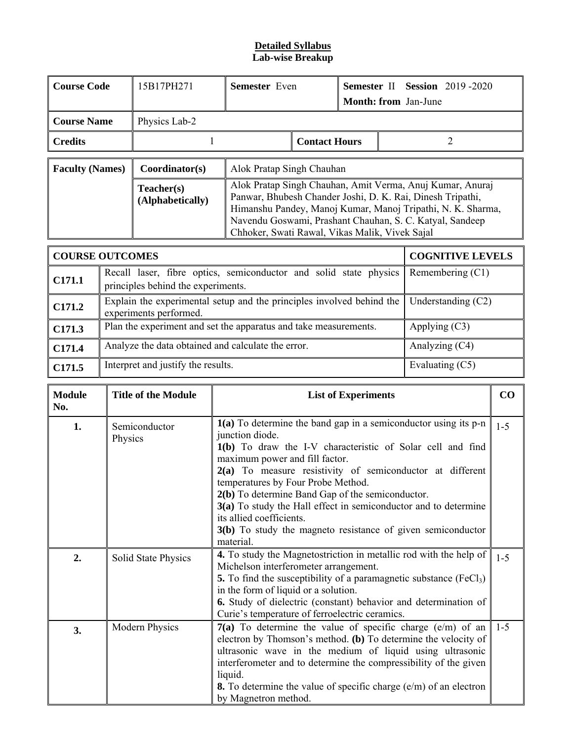**Detailed Syllabus**
**Lab-wise Breakup**

| **Course Code** | 15B17PH271 | **Semester** Even | **Semester** II **Session** 2019 -2020 **Month: from** Jan-June |
|---|---|---|---|
| **Course Name** | Physics Lab-2 | | |
| **Credits** | 1 | **Contact Hours** | 2 |

| **Faculty (Names)** | **Coordinator(s)** | Alok Pratap Singh Chauhan |
|---|---|---|
| | **Teacher(s) (Alphabetically)** | Alok Pratap Singh Chauhan, Amit Verma, Anuj Kumar, Anuraj Panwar, Bhubesh Chander Joshi, D. K. Rai, Dinesh Tripathi, Himanshu Pandey, Manoj Kumar, Manoj Tripathi, N. K. Sharma, Navendu Goswami, Prashant Chauhan, S. C. Katyal, Sandeep Chhoker, Swati Rawal, Vikas Malik, Vivek Sajal |

| **COURSE OUTCOMES** | | **COGNITIVE LEVELS** |
|---|---|---|
| **C171.1** | Recall laser, fibre optics, semiconductor and solid state physics principles behind the experiments. | Remembering (C1) |
| **C171.2** | Explain the experimental setup and the principles involved behind the experiments performed. | Understanding (C2) |
| **C171.3** | Plan the experiment and set the apparatus and take measurements. | Applying (C3) |
| **C171.4** | Analyze the data obtained and calculate the error. | Analyzing (C4) |
| **C171.5** | Interpret and justify the results. | Evaluating (C5) |

| **Module No.** | **Title of the Module** | **List of Experiments** | **CO** |
|---|---|---|---|
| **1.** | Semiconductor Physics | **1(a)** To determine the band gap in a semiconductor using its p-n junction diode.<br>**1(b)** To draw the I-V characteristic of Solar cell and find maximum power and fill factor.<br>**2(a)** To measure resistivity of semiconductor at different temperatures by Four Probe Method.<br>**2(b)** To determine Band Gap of the semiconductor.<br>**3(a)** To study the Hall effect in semiconductor and to determine its allied coefficients.<br>**3(b)** To study the magneto resistance of given semiconductor material. | 1-5 |
| **2.** | Solid State Physics | **4.** To study the Magnetostriction in metallic rod with the help of Michelson interferometer arrangement.<br>**5.** To find the susceptibility of a paramagnetic substance ($FeCl_3$) in the form of liquid or a solution.<br>**6.** Study of dielectric (constant) behavior and determination of Curie's temperature of ferroelectric ceramics. | 1-5 |
| **3.** | Modern Physics | **7(a)** To determine the value of specific charge (e/m) of an electron by Thomson's method. **(b)** To determine the velocity of ultrasonic wave in the medium of liquid using ultrasonic interferometer and to determine the compressibility of the given liquid.<br>**8.** To determine the value of specific charge (e/m) of an electron by Magnetron method. | 1-5 |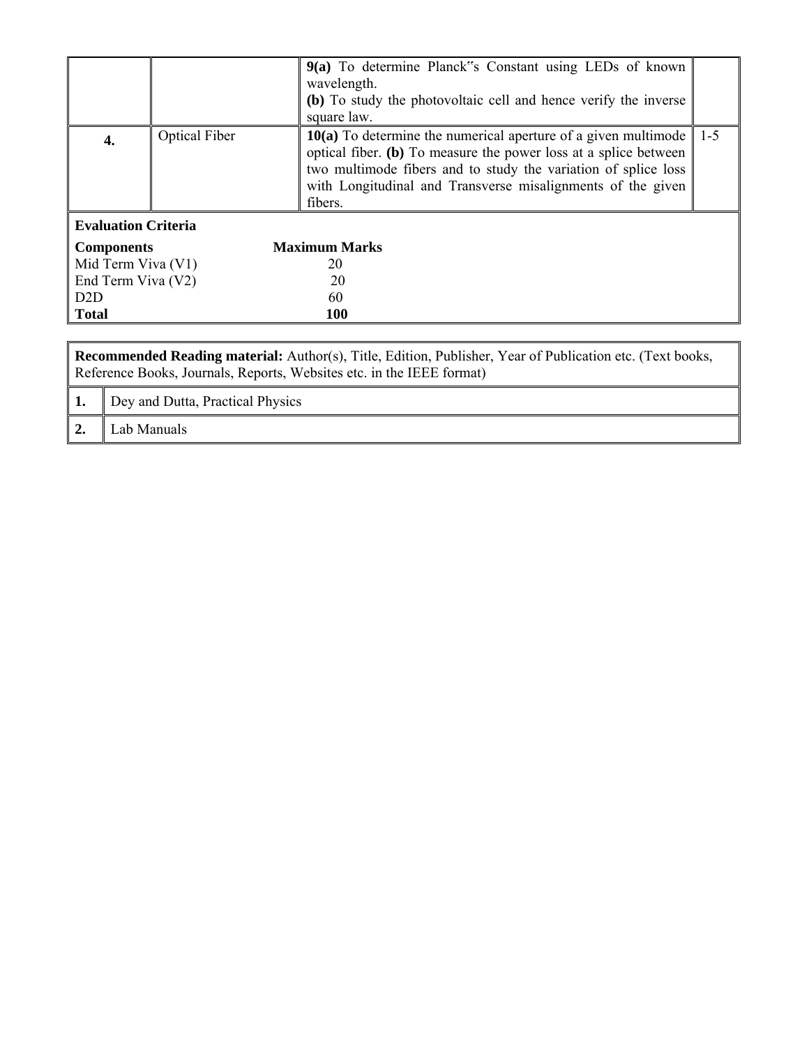| | | | |
|---|---|---|---|
| | | **9(a)** To determine Planck"s Constant using LEDs of known wavelength.<br>**(b)** To study the photovoltaic cell and hence verify the inverse square law. | |
| **4.** | Optical Fiber | **10(a)** To determine the numerical aperture of a given multimode optical fiber. **(b)** To measure the power loss at a splice between two multimode fibers and to study the variation of splice loss with Longitudinal and Transverse misalignments of the given fibers. | 1-5 |

**Evaluation Criteria**

| **Components** | **Maximum Marks** |
|---|---|
| Mid Term Viva (V1) | 20 |
| End Term Viva (V2) | 20 |
| D2D | 60 |
| **Total** | **100** |

**Recommended Reading material:** Author(s), Title, Edition, Publisher, Year of Publication etc. (Text books, Reference Books, Journals, Reports, Websites etc. in the IEEE format)

| | |
|---|---|
| **1.** | Dey and Dutta, Practical Physics |
| **2.** | Lab Manuals |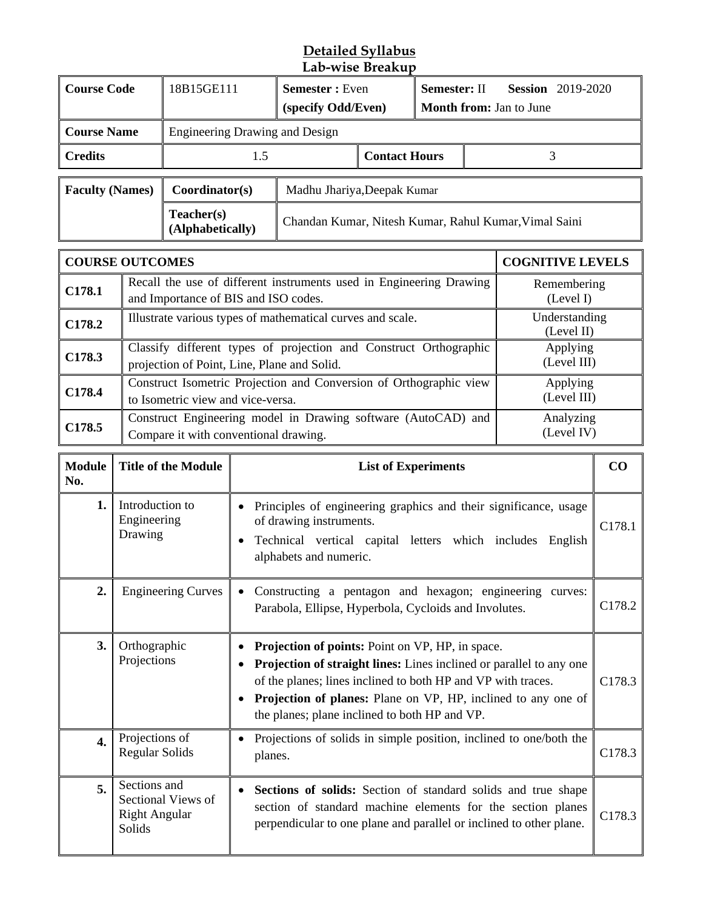## Detailed Syllabus
### Lab-wise Breakup

| Course Code | 18B15GE111 | Semester : Even (specify Odd/Even) | Semester: II Session 2019-2020 Month from: Jan to June |
|---|---|---|---|
| Course Name | Engineering Drawing and Design | | |
| Credits | 1.5 | Contact Hours | 3 |

| Faculty (Names) | Coordinator(s) | Madhu Jhariya,Deepak Kumar |
|---|---|---|
| | Teacher(s) (Alphabetically) | Chandan Kumar, Nitesh Kumar, Rahul Kumar,Vimal Saini |

| COURSE OUTCOMES | | COGNITIVE LEVELS |
|---|---|---|
| C178.1 | Recall the use of different instruments used in Engineering Drawing and Importance of BIS and ISO codes. | Remembering (Level I) |
| C178.2 | Illustrate various types of mathematical curves and scale. | Understanding (Level II) |
| C178.3 | Classify different types of projection and Construct Orthographic projection of Point, Line, Plane and Solid. | Applying (Level III) |
| C178.4 | Construct Isometric Projection and Conversion of Orthographic view to Isometric view and vice-versa. | Applying (Level III) |
| C178.5 | Construct Engineering model in Drawing software (AutoCAD) and Compare it with conventional drawing. | Analyzing (Level IV) |

| Module No. | Title of the Module | List of Experiments | CO |
|---|---|---|---|
| 1. | Introduction to Engineering Drawing | • Principles of engineering graphics and their significance, usage of drawing instruments.<br>• Technical vertical capital letters which includes English alphabets and numeric. | C178.1 |
| 2. | Engineering Curves | • Constructing a pentagon and hexagon; engineering curves: Parabola, Ellipse, Hyperbola, Cycloids and Involutes. | C178.2 |
| 3. | Orthographic Projections | • **Projection of points:** Point on VP, HP, in space.<br>• **Projection of straight lines:** Lines inclined or parallel to any one of the planes; lines inclined to both HP and VP with traces.<br>• **Projection of planes:** Plane on VP, HP, inclined to any one of the planes; plane inclined to both HP and VP. | C178.3 |
| 4. | Projections of Regular Solids | • Projections of solids in simple position, inclined to one/both the planes. | C178.3 |
| 5. | Sections and Sectional Views of Right Angular Solids | • **Sections of solids:** Section of standard solids and true shape section of standard machine elements for the section planes perpendicular to one plane and parallel or inclined to other plane. | C178.3 |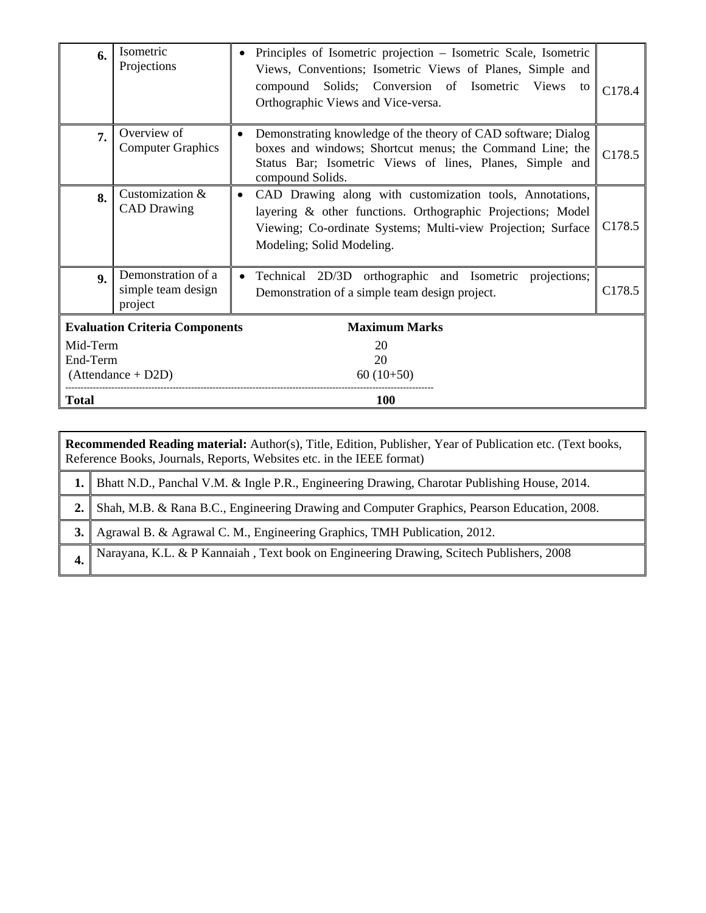| | | | |
|---|---|---|---|
| **6.** | Isometric Projections | • Principles of Isometric projection – Isometric Scale, Isometric Views, Conventions; Isometric Views of Planes, Simple and compound Solids; Conversion of Isometric Views to Orthographic Views and Vice-versa. | C178.4 |
| **7.** | Overview of Computer Graphics | • Demonstrating knowledge of the theory of CAD software; Dialog boxes and windows; Shortcut menus; the Command Line; the Status Bar; Isometric Views of lines, Planes, Simple and compound Solids. | C178.5 |
| **8.** | Customization & CAD Drawing | • CAD Drawing along with customization tools, Annotations, layering & other functions. Orthographic Projections; Model Viewing; Co-ordinate Systems; Multi-view Projection; Surface Modeling; Solid Modeling. | C178.5 |
| **9.** | Demonstration of a simple team design project | • Technical 2D/3D orthographic and Isometric projections; Demonstration of a simple team design project. | C178.5 |

| **Evaluation Criteria Components** | **Maximum Marks** |
|---|---|
| Mid-Term | 20 |
| End-Term | 20 |
| (Attendance + D2D) | 60 (10+50) |
| **Total** | **100** |

| **Recommended Reading material:** Author(s), Title, Edition, Publisher, Year of Publication etc. (Text books, Reference Books, Journals, Reports, Websites etc. in the IEEE format) | |
|---|---|
| **1.** | Bhatt N.D., Panchal V.M. & Ingle P.R., Engineering Drawing, Charotar Publishing House, 2014. |
| **2.** | Shah, M.B. & Rana B.C., Engineering Drawing and Computer Graphics, Pearson Education, 2008. |
| **3.** | Agrawal B. & Agrawal C. M., Engineering Graphics, TMH Publication, 2012. |
| **4.** | Narayana, K.L. & P Kannaiah , Text book on Engineering Drawing, Scitech Publishers, 2008 |